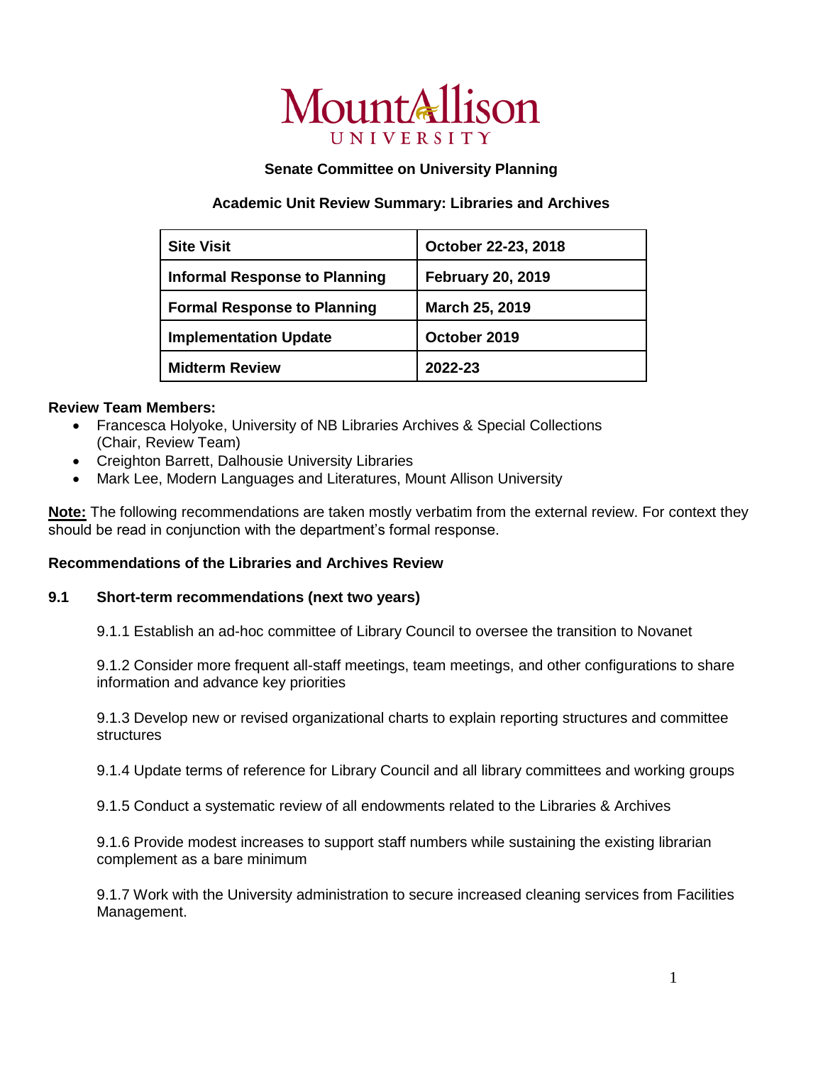# Mount Allison University

**Senate Committee on University Planning**

**Academic Unit Review Summary: Libraries and Archives**

| **Site Visit** | **October 22-23, 2018** |
| --- | --- |
| **Informal Response to Planning** | **February 20, 2019** |
| **Formal Response to Planning** | **March 25, 2019** |
| **Implementation Update** | **October 2019** |
| **Midterm Review** | **2022-23** |

**Review Team Members:**

- Francesca Holyoke, University of NB Libraries Archives & Special Collections (Chair, Review Team)
- Creighton Barrett, Dalhousie University Libraries
- Mark Lee, Modern Languages and Literatures, Mount Allison University

**Note:** The following recommendations are taken mostly verbatim from the external review. For context they should be read in conjunction with the department's formal response.

**Recommendations of the Libraries and Archives Review**

**9.1 Short-term recommendations (next two years)**

9.1.1 Establish an ad-hoc committee of Library Council to oversee the transition to Novanet

9.1.2 Consider more frequent all-staff meetings, team meetings, and other configurations to share information and advance key priorities

9.1.3 Develop new or revised organizational charts to explain reporting structures and committee structures

9.1.4 Update terms of reference for Library Council and all library committees and working groups

9.1.5 Conduct a systematic review of all endowments related to the Libraries & Archives

9.1.6 Provide modest increases to support staff numbers while sustaining the existing librarian complement as a bare minimum

9.1.7 Work with the University administration to secure increased cleaning services from Facilities Management.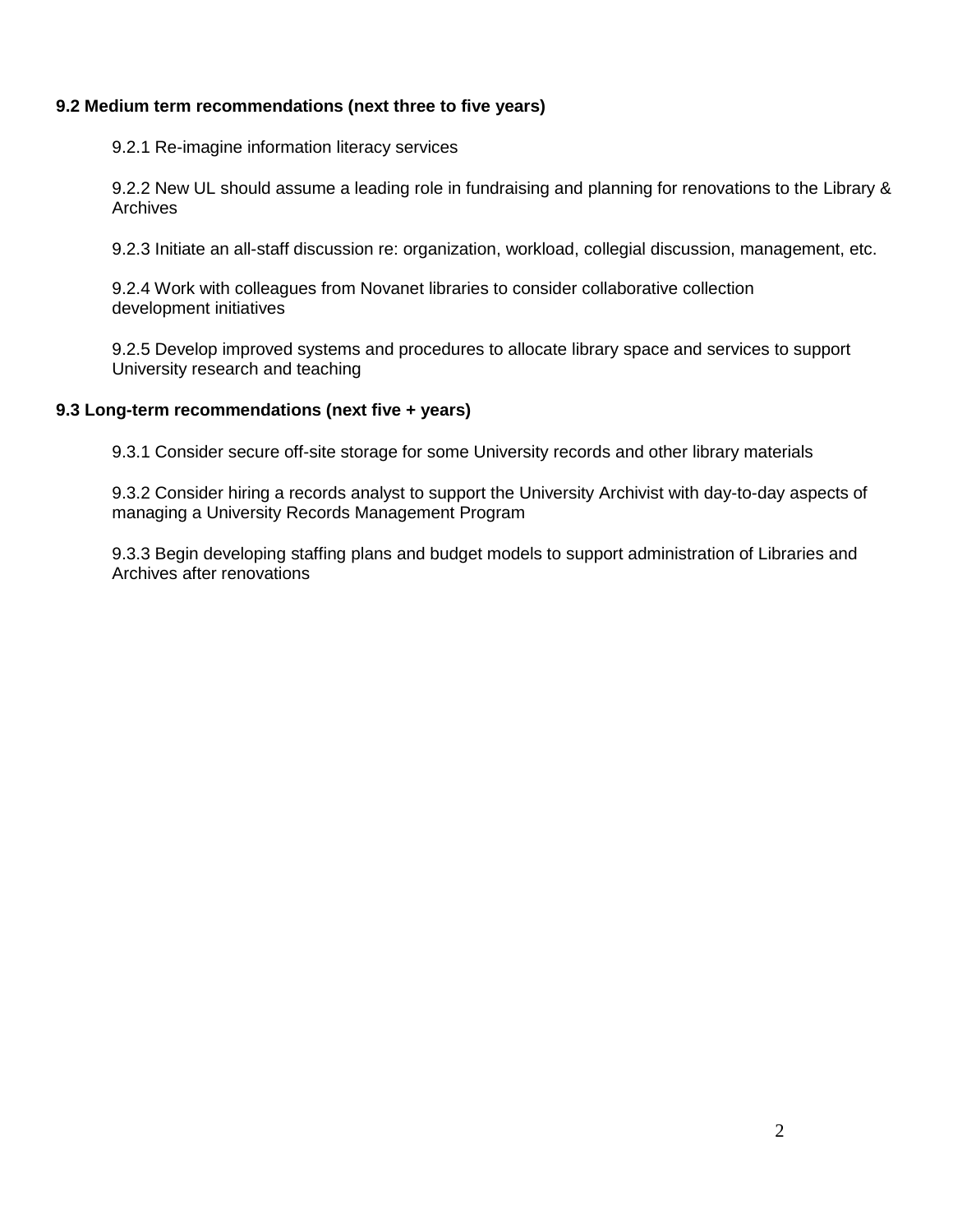### 9.2 Medium term recommendations (next three to five years)

9.2.1 Re-imagine information literacy services

9.2.2 New UL should assume a leading role in fundraising and planning for renovations to the Library & Archives

9.2.3 Initiate an all-staff discussion re: organization, workload, collegial discussion, management, etc.

9.2.4 Work with colleagues from Novanet libraries to consider collaborative collection development initiatives

9.2.5 Develop improved systems and procedures to allocate library space and services to support University research and teaching

### 9.3 Long-term recommendations (next five + years)

9.3.1 Consider secure off-site storage for some University records and other library materials

9.3.2 Consider hiring a records analyst to support the University Archivist with day-to-day aspects of managing a University Records Management Program

9.3.3 Begin developing staffing plans and budget models to support administration of Libraries and Archives after renovations